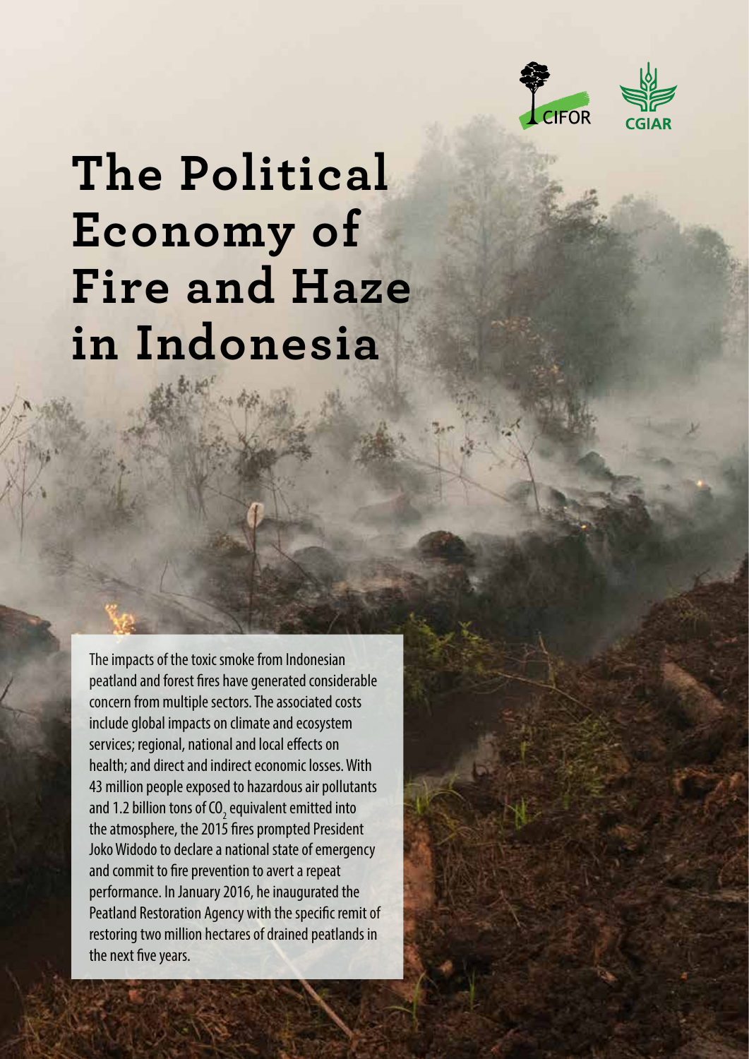# The Political Economy of Fire and Haze in Indonesia

The impacts of the toxic smoke from Indonesian peatland and forest fires have generated considerable concern from multiple sectors. The associated costs include global impacts on climate and ecosystem services; regional, national and local effects on health; and direct and indirect economic losses. With 43 million people exposed to hazardous air pollutants and 1.2 billion tons of $CO_2$ equivalent emitted into the atmosphere, the 2015 fires prompted President Joko Widodo to declare a national state of emergency and commit to fire prevention to avert a repeat performance. In January 2016, he inaugurated the Peatland Restoration Agency with the specific remit of restoring two million hectares of drained peatlands in the next five years.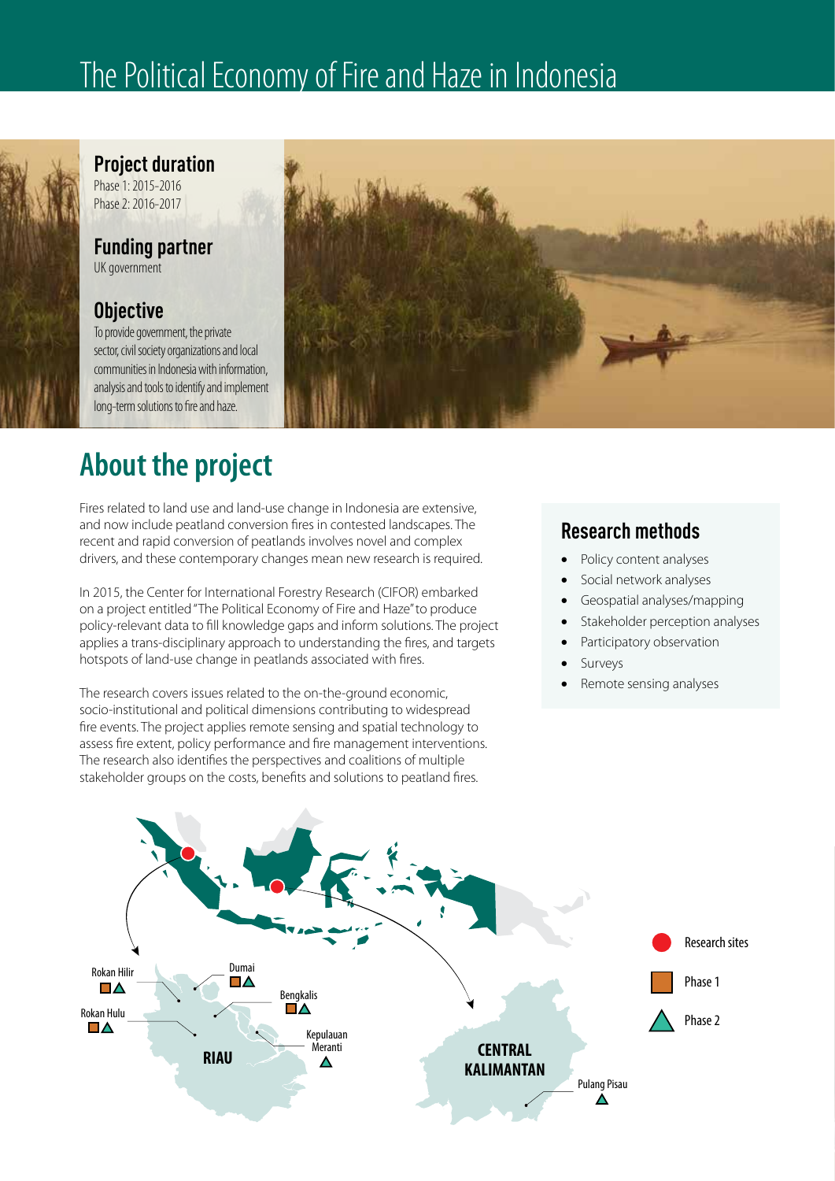# The Political Economy of Fire and Haze in Indonesia

## Project duration

Phase 1: 2015-2016
Phase 2: 2016-2017

## Funding partner

UK government

## Objective

To provide government, the private sector, civil society organizations and local communities in Indonesia with information, analysis and tools to identify and implement long-term solutions to fire and haze.

## About the project

Fires related to land use and land-use change in Indonesia are extensive, and now include peatland conversion fires in contested landscapes. The recent and rapid conversion of peatlands involves novel and complex drivers, and these contemporary changes mean new research is required.

In 2015, the Center for International Forestry Research (CIFOR) embarked on a project entitled "The Political Economy of Fire and Haze" to produce policy-relevant data to fill knowledge gaps and inform solutions. The project applies a trans-disciplinary approach to understanding the fires, and targets hotspots of land-use change in peatlands associated with fires.

The research covers issues related to the on-the-ground economic, socio-institutional and political dimensions contributing to widespread fire events. The project applies remote sensing and spatial technology to assess fire extent, policy performance and fire management interventions. The research also identifies the perspectives and coalitions of multiple stakeholder groups on the costs, benefits and solutions to peatland fires.

### Research methods

- Policy content analyses
- Social network analyses
- Geospatial analyses/mapping
- Stakeholder perception analyses
- Participatory observation
- Surveys
- Remote sensing analyses

Research sites
Phase 1
Phase 2

RIAU: Rokan Hilir (Phase 1, Phase 2), Rokan Hulu (Phase 1, Phase 2), Dumai (Phase 1, Phase 2), Bengkalis (Phase 1, Phase 2), Kepulauan Meranti (Phase 2)

CENTRAL KALIMANTAN: Pulang Pisau (Phase 2)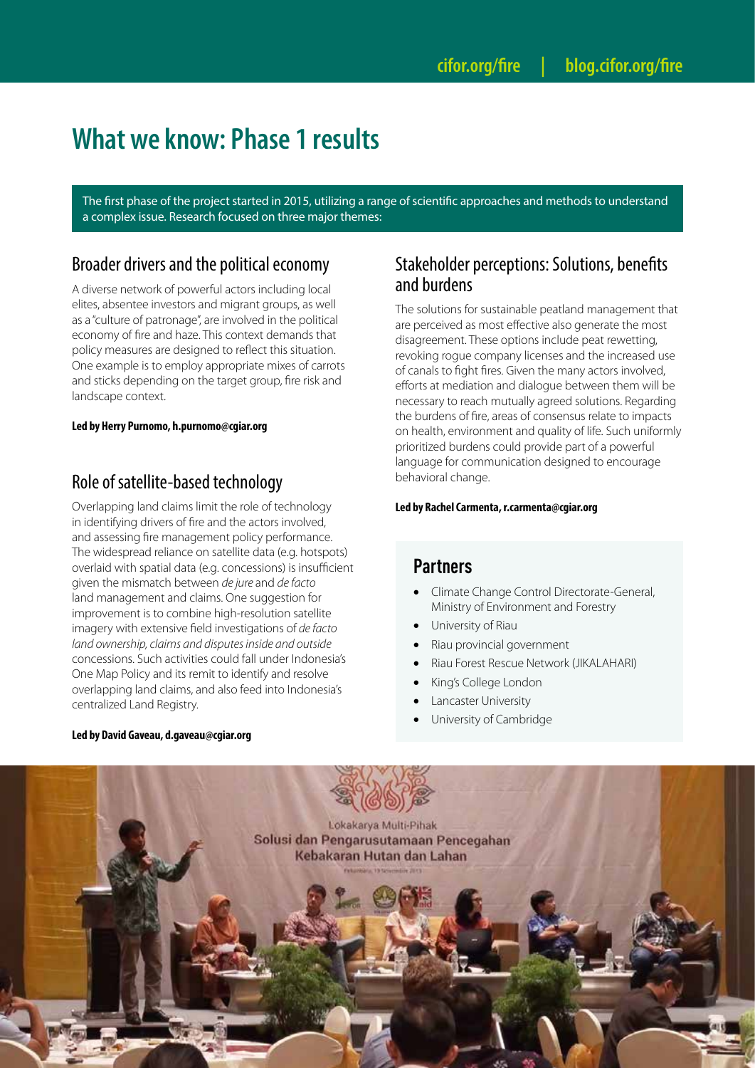# What we know: Phase 1 results

The first phase of the project started in 2015, utilizing a range of scientific approaches and methods to understand a complex issue. Research focused on three major themes:

## Broader drivers and the political economy

A diverse network of powerful actors including local elites, absentee investors and migrant groups, as well as a "culture of patronage", are involved in the political economy of fire and haze. This context demands that policy measures are designed to reflect this situation. One example is to employ appropriate mixes of carrots and sticks depending on the target group, fire risk and landscape context.

**Led by Herry Purnomo, h.purnomo@cgiar.org**

## Role of satellite-based technology

Overlapping land claims limit the role of technology in identifying drivers of fire and the actors involved, and assessing fire management policy performance. The widespread reliance on satellite data (e.g. hotspots) overlaid with spatial data (e.g. concessions) is insufficient given the mismatch between *de jure* and *de facto* land management and claims. One suggestion for improvement is to combine high-resolution satellite imagery with extensive field investigations of *de facto land ownership, claims and disputes inside and outside* concessions. Such activities could fall under Indonesia's One Map Policy and its remit to identify and resolve overlapping land claims, and also feed into Indonesia's centralized Land Registry.

**Led by David Gaveau, d.gaveau@cgiar.org**

## Stakeholder perceptions: Solutions, benefits and burdens

The solutions for sustainable peatland management that are perceived as most effective also generate the most disagreement. These options include peat rewetting, revoking rogue company licenses and the increased use of canals to fight fires. Given the many actors involved, efforts at mediation and dialogue between them will be necessary to reach mutually agreed solutions. Regarding the burdens of fire, areas of consensus relate to impacts on health, environment and quality of life. Such uniformly prioritized burdens could provide part of a powerful language for communication designed to encourage behavioral change.

**Led by Rachel Carmenta, r.carmenta@cgiar.org**

## Partners

- Climate Change Control Directorate-General, Ministry of Environment and Forestry
- University of Riau
- Riau provincial government
- Riau Forest Rescue Network (JIKALAHARI)
- King's College London
- Lancaster University
- University of Cambridge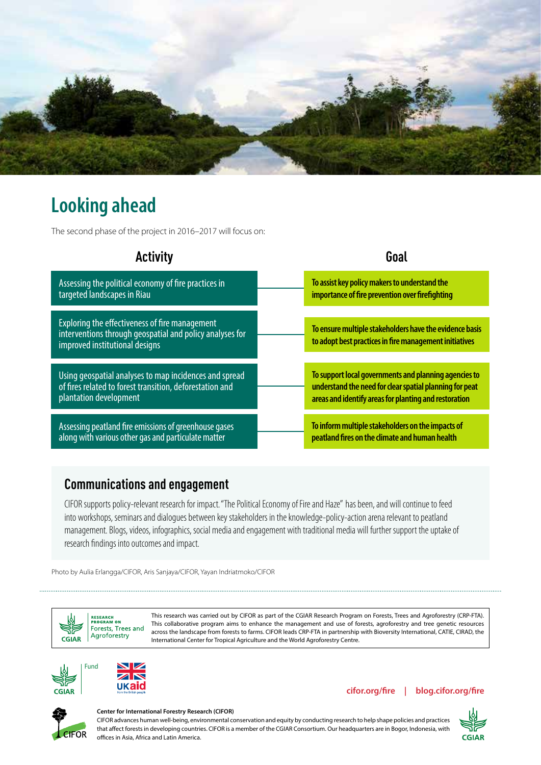# Looking ahead

The second phase of the project in 2016–2017 will focus on:

| Activity | Goal |
| --- | --- |
| Assessing the political economy of fire practices in targeted landscapes in Riau | **To assist key policy makers to understand the importance of fire prevention over firefighting** |
| Exploring the effectiveness of fire management interventions through geospatial and policy analyses for improved institutional designs | **To ensure multiple stakeholders have the evidence basis to adopt best practices in fire management initiatives** |
| Using geospatial analyses to map incidences and spread of fires related to forest transition, deforestation and plantation development | **To support local governments and planning agencies to understand the need for clear spatial planning for peat areas and identify areas for planting and restoration** |
| Assessing peatland fire emissions of greenhouse gases along with various other gas and particulate matter | **To inform multiple stakeholders on the impacts of peatland fires on the climate and human health** |

## Communications and engagement

CIFOR supports policy-relevant research for impact. "The Political Economy of Fire and Haze" has been, and will continue to feed into workshops, seminars and dialogues between key stakeholders in the knowledge-policy-action arena relevant to peatland management. Blogs, videos, infographics, social media and engagement with traditional media will further support the uptake of research findings into outcomes and impact.

Photo by Aulia Erlangga/CIFOR, Aris Sanjaya/CIFOR, Yayan Indriatmoko/CIFOR

RESEARCH PROGRAM ON Forests, Trees and Agroforestry

This research was carried out by CIFOR as part of the CGIAR Research Program on Forests, Trees and Agroforestry (CRP-FTA). This collaborative program aims to enhance the management and use of forests, agroforestry and tree genetic resources across the landscape from forests to farms. CIFOR leads CRP-FTA in partnership with Bioversity International, CATIE, CIRAD, the International Center for Tropical Agriculture and the World Agroforestry Centre.

CGIAR Fund

UKaid from the British people

cifor.org/fire | blog.cifor.org/fire

**Center for International Forestry Research (CIFOR)**

CIFOR advances human well-being, environmental conservation and equity by conducting research to help shape policies and practices that affect forests in developing countries. CIFOR is a member of the CGIAR Consortium. Our headquarters are in Bogor, Indonesia, with offices in Asia, Africa and Latin America.